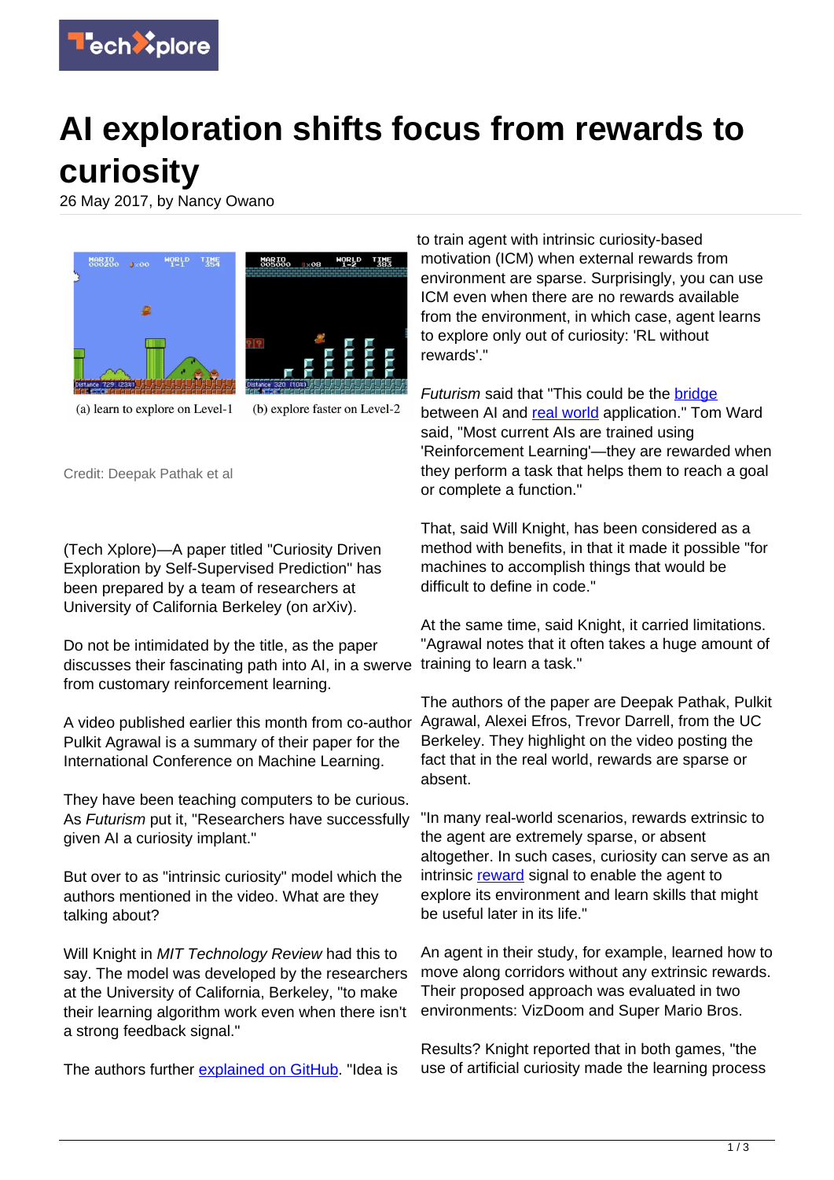# AI exploration shifts focus from rewards to curiosity

26 May 2017, by Nancy Owano

(a) learn to explore on Level-1 (b) explore faster on Level-2

Credit: Deepak Pathak et al

(Tech Xplore)—A paper titled "Curiosity Driven Exploration by Self-Supervised Prediction" has been prepared by a team of researchers at University of California Berkeley (on arXiv).

Do not be intimidated by the title, as the paper discusses their fascinating path into AI, in a swerve from customary reinforcement learning.

A video published earlier this month from co-author Pulkit Agrawal is a summary of their paper for the International Conference on Machine Learning.

They have been teaching computers to be curious. As *Futurism* put it, "Researchers have successfully given AI a curiosity implant."

But over to as "intrinsic curiosity" model which the authors mentioned in the video. What are they talking about?

Will Knight in *MIT Technology Review* had this to say. The model was developed by the researchers at the University of California, Berkeley, "to make their learning algorithm work even when there isn't a strong feedback signal."

The authors further explained on GitHub. "Idea is to train agent with intrinsic curiosity-based motivation (ICM) when external rewards from environment are sparse. Surprisingly, you can use ICM even when there are no rewards available from the environment, in which case, agent learns to explore only out of curiosity: 'RL without rewards'."

*Futurism* said that "This could be the bridge between AI and real world application." Tom Ward said, "Most current AIs are trained using 'Reinforcement Learning'—they are rewarded when they perform a task that helps them to reach a goal or complete a function."

That, said Will Knight, has been considered as a method with benefits, in that it made it possible "for machines to accomplish things that would be difficult to define in code."

At the same time, said Knight, it carried limitations. "Agrawal notes that it often takes a huge amount of training to learn a task."

The authors of the paper are Deepak Pathak, Pulkit Agrawal, Alexei Efros, Trevor Darrell, from the UC Berkeley. They highlight on the video posting the fact that in the real world, rewards are sparse or absent.

"In many real-world scenarios, rewards extrinsic to the agent are extremely sparse, or absent altogether. In such cases, curiosity can serve as an intrinsic reward signal to enable the agent to explore its environment and learn skills that might be useful later in its life."

An agent in their study, for example, learned how to move along corridors without any extrinsic rewards. Their proposed approach was evaluated in two environments: VizDoom and Super Mario Bros.

Results? Knight reported that in both games, "the use of artificial curiosity made the learning process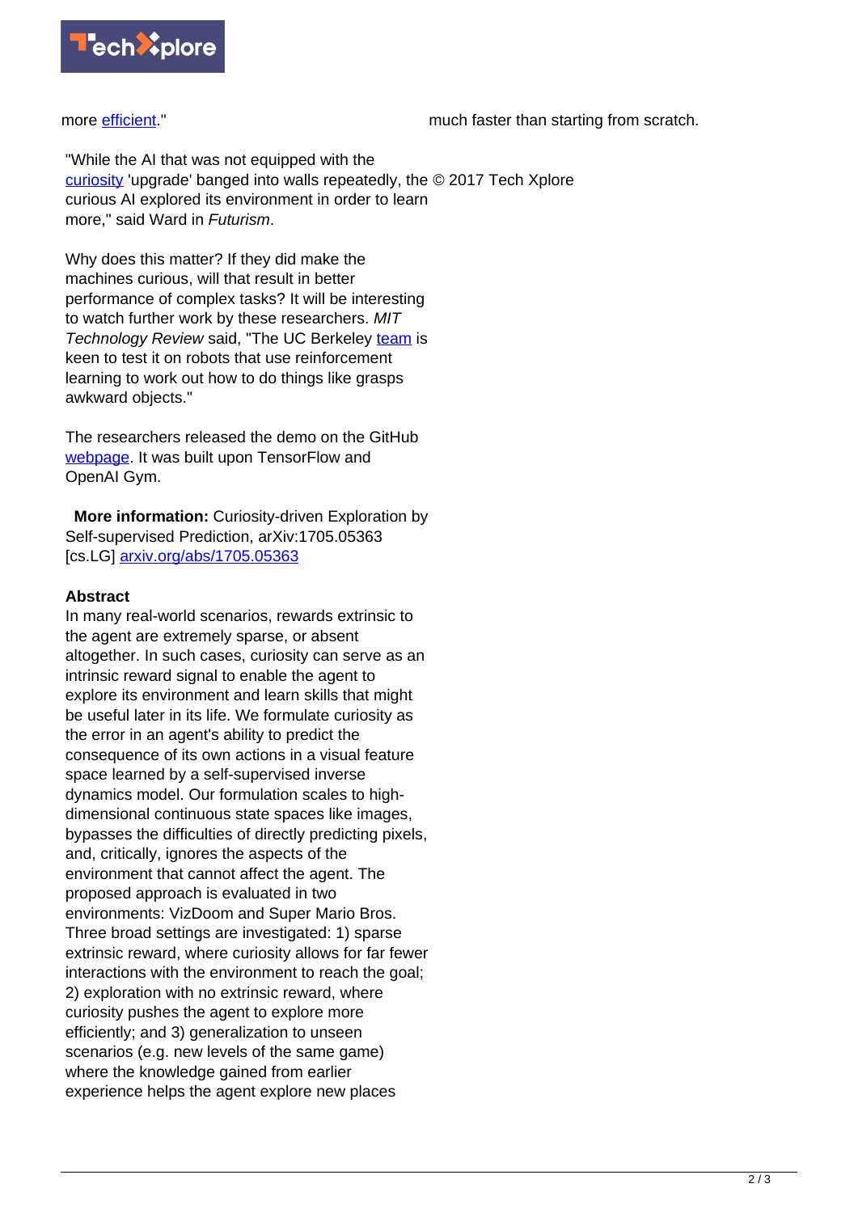more efficient."

"While the AI that was not equipped with the curiosity 'upgrade' banged into walls repeatedly, the curious AI explored its environment in order to learn more," said Ward in *Futurism*.

Why does this matter? If they did make the machines curious, will that result in better performance of complex tasks? It will be interesting to watch further work by these researchers. *MIT Technology Review* said, "The UC Berkeley team is keen to test it on robots that use reinforcement learning to work out how to do things like grasps awkward objects."

The researchers released the demo on the GitHub webpage. It was built upon TensorFlow and OpenAI Gym.

**More information:** Curiosity-driven Exploration by Self-supervised Prediction, arXiv:1705.05363 [cs.LG] arxiv.org/abs/1705.05363

**Abstract**

In many real-world scenarios, rewards extrinsic to the agent are extremely sparse, or absent altogether. In such cases, curiosity can serve as an intrinsic reward signal to enable the agent to explore its environment and learn skills that might be useful later in its life. We formulate curiosity as the error in an agent's ability to predict the consequence of its own actions in a visual feature space learned by a self-supervised inverse dynamics model. Our formulation scales to high-dimensional continuous state spaces like images, bypasses the difficulties of directly predicting pixels, and, critically, ignores the aspects of the environment that cannot affect the agent. The proposed approach is evaluated in two environments: VizDoom and Super Mario Bros. Three broad settings are investigated: 1) sparse extrinsic reward, where curiosity allows for far fewer interactions with the environment to reach the goal; 2) exploration with no extrinsic reward, where curiosity pushes the agent to explore more efficiently; and 3) generalization to unseen scenarios (e.g. new levels of the same game) where the knowledge gained from earlier experience helps the agent explore new places much faster than starting from scratch.

© 2017 Tech Xplore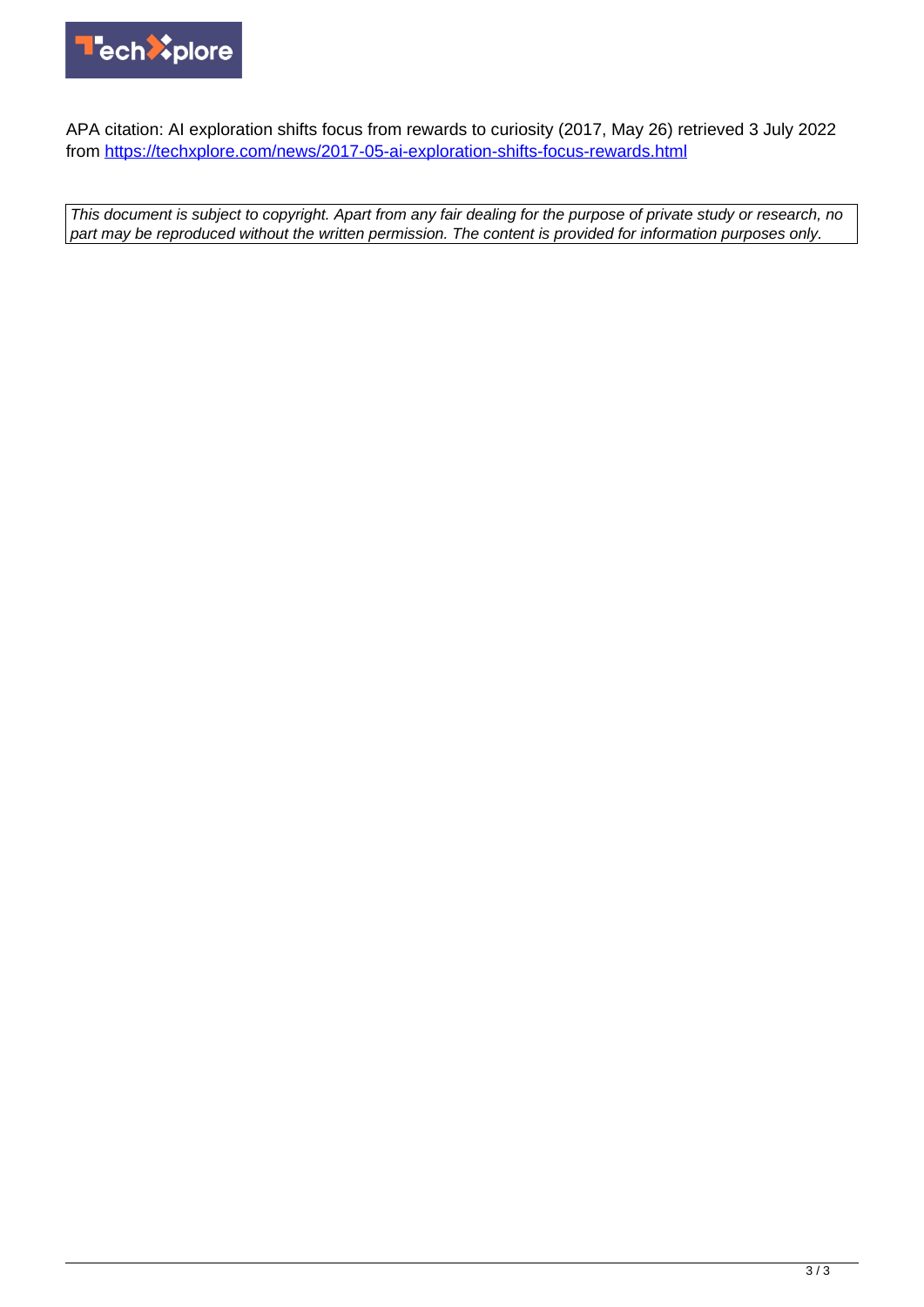APA citation: AI exploration shifts focus from rewards to curiosity (2017, May 26) retrieved 3 July 2022 from https://techxplore.com/news/2017-05-ai-exploration-shifts-focus-rewards.html

*This document is subject to copyright. Apart from any fair dealing for the purpose of private study or research, no part may be reproduced without the written permission. The content is provided for information purposes only.*